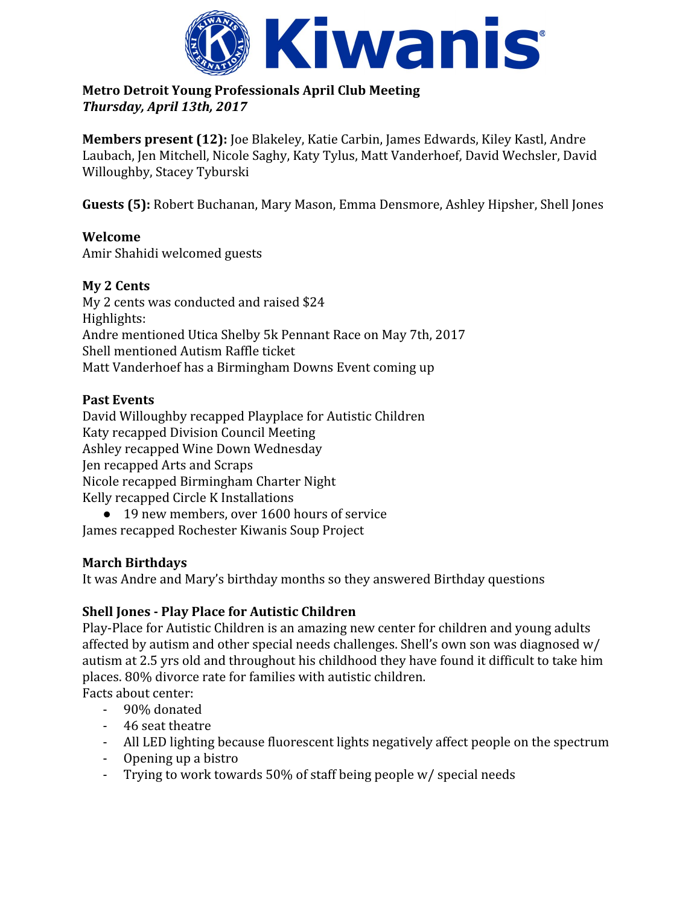**Metro Detroit Young Professionals April Club Meeting**
***Thursday, April 13th, 2017***

**Members present (12):** Joe Blakeley, Katie Carbin, James Edwards, Kiley Kastl, Andre Laubach, Jen Mitchell, Nicole Saghy, Katy Tylus, Matt Vanderhoef, David Wechsler, David Willoughby, Stacey Tyburski

**Guests (5):** Robert Buchanan, Mary Mason, Emma Densmore, Ashley Hipsher, Shell Jones

**Welcome**
Amir Shahidi welcomed guests

**My 2 Cents**
My 2 cents was conducted and raised $24
Highlights:
Andre mentioned Utica Shelby 5k Pennant Race on May 7th, 2017
Shell mentioned Autism Raffle ticket
Matt Vanderhoef has a Birmingham Downs Event coming up

**Past Events**
David Willoughby recapped Playplace for Autistic Children
Katy recapped Division Council Meeting
Ashley recapped Wine Down Wednesday
Jen recapped Arts and Scraps
Nicole recapped Birmingham Charter Night
Kelly recapped Circle K Installations

- 19 new members, over 1600 hours of service

James recapped Rochester Kiwanis Soup Project

**March Birthdays**
It was Andre and Mary's birthday months so they answered Birthday questions

**Shell Jones - Play Place for Autistic Children**
Play-Place for Autistic Children is an amazing new center for children and young adults affected by autism and other special needs challenges. Shell's own son was diagnosed w/ autism at 2.5 yrs old and throughout his childhood they have found it difficult to take him places. 80% divorce rate for families with autistic children.
Facts about center:

- 90% donated
- 46 seat theatre
- All LED lighting because fluorescent lights negatively affect people on the spectrum
- Opening up a bistro
- Trying to work towards 50% of staff being people w/ special needs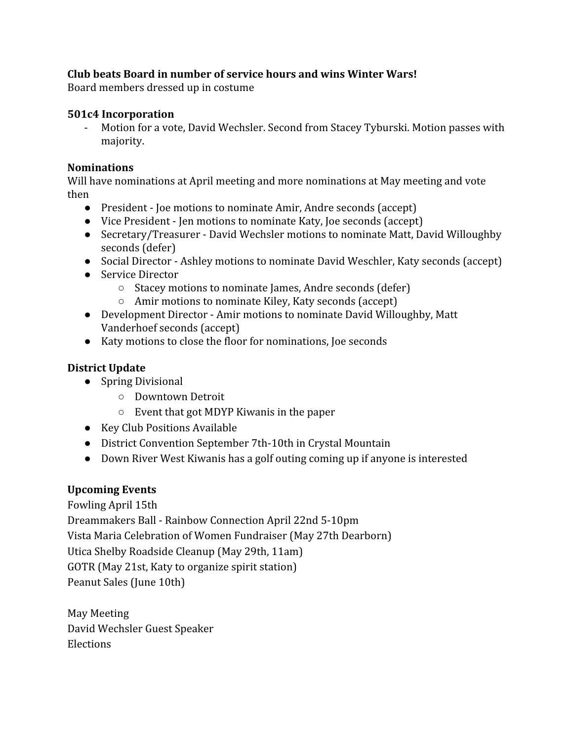**Club beats Board in number of service hours and wins Winter Wars!**
Board members dressed up in costume

**501c4 Incorporation**

- Motion for a vote, David Wechsler. Second from Stacey Tyburski. Motion passes with majority.

**Nominations**
Will have nominations at April meeting and more nominations at May meeting and vote then

- President - Joe motions to nominate Amir, Andre seconds (accept)
- Vice President - Jen motions to nominate Katy, Joe seconds (accept)
- Secretary/Treasurer - David Wechsler motions to nominate Matt, David Willoughby seconds (defer)
- Social Director - Ashley motions to nominate David Weschler, Katy seconds (accept)
- Service Director
  - Stacey motions to nominate James, Andre seconds (defer)
  - Amir motions to nominate Kiley, Katy seconds (accept)
- Development Director - Amir motions to nominate David Willoughby, Matt Vanderhoef seconds (accept)
- Katy motions to close the floor for nominations, Joe seconds

**District Update**

- Spring Divisional
  - Downtown Detroit
  - Event that got MDYP Kiwanis in the paper
- Key Club Positions Available
- District Convention September 7th-10th in Crystal Mountain
- Down River West Kiwanis has a golf outing coming up if anyone is interested

**Upcoming Events**
Fowling April 15th
Dreammakers Ball - Rainbow Connection April 22nd 5-10pm
Vista Maria Celebration of Women Fundraiser (May 27th Dearborn)
Utica Shelby Roadside Cleanup (May 29th, 11am)
GOTR (May 21st, Katy to organize spirit station)
Peanut Sales (June 10th)

May Meeting
David Wechsler Guest Speaker
Elections